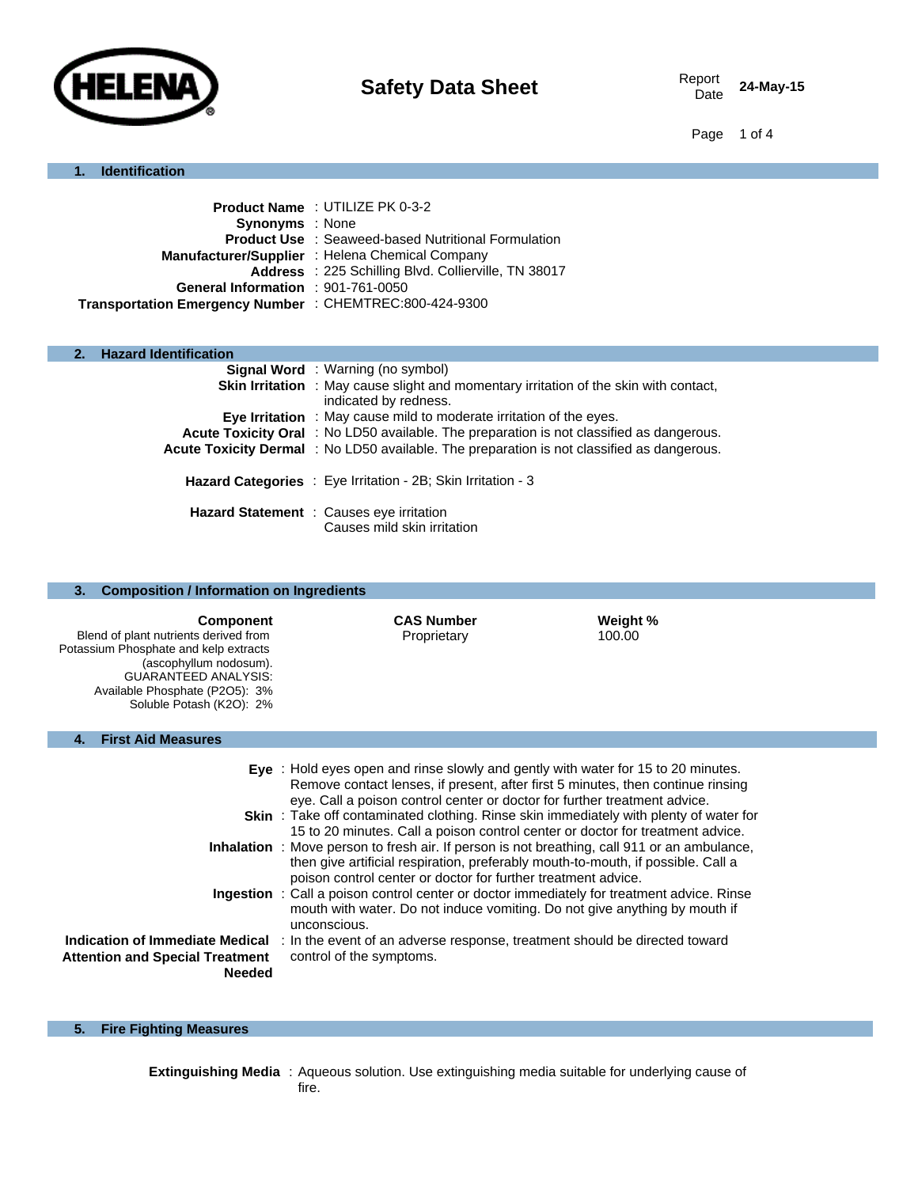**HELENA**

# Safety Data Sheet

Report Date: 24-May-15

## 1. Identification

**Product Name** : UTILIZE PK 0-3-2
**Synonyms** : None
**Product Use** : Seaweed-based Nutritional Formulation
**Manufacturer/Supplier** : Helena Chemical Company
**Address** : 225 Schilling Blvd. Collierville, TN 38017
**General Information** : 901-761-0050
**Transportation Emergency Number** : CHEMTREC:800-424-9300

## 2. Hazard Identification

**Signal Word** : Warning (no symbol)
**Skin Irritation** : May cause slight and momentary irritation of the skin with contact, indicated by redness.
**Eye Irritation** : May cause mild to moderate irritation of the eyes.
**Acute Toxicity Oral** : No LD50 available. The preparation is not classified as dangerous.
**Acute Toxicity Dermal** : No LD50 available. The preparation is not classified as dangerous.

**Hazard Categories** : Eye Irritation - 2B; Skin Irritation - 3

**Hazard Statement** : Causes eye irritation
Causes mild skin irritation

## 3. Composition / Information on Ingredients

| Component | CAS Number | Weight % |
|---|---|---|
| Blend of plant nutrients derived from Potassium Phosphate and kelp extracts (ascophyllum nodosum). GUARANTEED ANALYSIS: Available Phosphate ($P_2O_5$): 3% Soluble Potash ($K_2O$): 2% | Proprietary | 100.00 |

## 4. First Aid Measures

**Eye** : Hold eyes open and rinse slowly and gently with water for 15 to 20 minutes. Remove contact lenses, if present, after first 5 minutes, then continue rinsing eye. Call a poison control center or doctor for further treatment advice.
**Skin** : Take off contaminated clothing. Rinse skin immediately with plenty of water for 15 to 20 minutes. Call a poison control center or doctor for treatment advice.
**Inhalation** : Move person to fresh air. If person is not breathing, call 911 or an ambulance, then give artificial respiration, preferably mouth-to-mouth, if possible. Call a poison control center or doctor for further treatment advice.
**Ingestion** : Call a poison control center or doctor immediately for treatment advice. Rinse mouth with water. Do not induce vomiting. Do not give anything by mouth if unconscious.
**Indication of Immediate Medical Attention and Special Treatment Needed** : In the event of an adverse response, treatment should be directed toward control of the symptoms.

## 5. Fire Fighting Measures

**Extinguishing Media** : Aqueous solution. Use extinguishing media suitable for underlying cause of fire.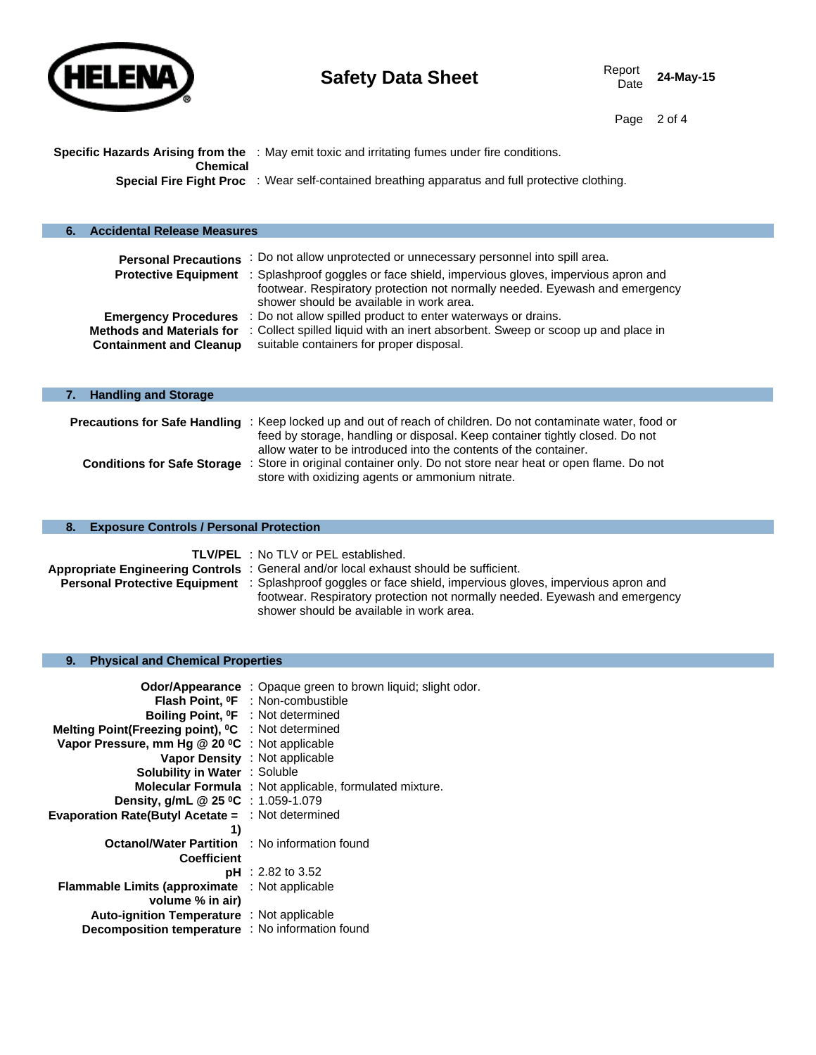**Specific Hazards Arising from the Chemical** : May emit toxic and irritating fumes under fire conditions.

**Special Fire Fight Proc** : Wear self-contained breathing apparatus and full protective clothing.

## 6. Accidental Release Measures

**Personal Precautions** : Do not allow unprotected or unnecessary personnel into spill area.

**Protective Equipment** : Splashproof goggles or face shield, impervious gloves, impervious apron and footwear. Respiratory protection not normally needed. Eyewash and emergency shower should be available in work area.

**Emergency Procedures** : Do not allow spilled product to enter waterways or drains.

**Methods and Materials for Containment and Cleanup** : Collect spilled liquid with an inert absorbent. Sweep or scoop up and place in suitable containers for proper disposal.

## 7. Handling and Storage

**Precautions for Safe Handling** : Keep locked up and out of reach of children. Do not contaminate water, food or feed by storage, handling or disposal. Keep container tightly closed. Do not allow water to be introduced into the contents of the container.

**Conditions for Safe Storage** : Store in original container only. Do not store near heat or open flame. Do not store with oxidizing agents or ammonium nitrate.

## 8. Exposure Controls / Personal Protection

**TLV/PEL** : No TLV or PEL established.

**Appropriate Engineering Controls** : General and/or local exhaust should be sufficient.

**Personal Protective Equipment** : Splashproof goggles or face shield, impervious gloves, impervious apron and footwear. Respiratory protection not normally needed. Eyewash and emergency shower should be available in work area.

## 9. Physical and Chemical Properties

| Property | Value |
|---|---|
| **Odor/Appearance** | Opaque green to brown liquid; slight odor. |
| **Flash Point, ⁰F** | Non-combustible |
| **Boiling Point, ⁰F** | Not determined |
| **Melting Point(Freezing point), ⁰C** | Not determined |
| **Vapor Pressure, mm Hg @ 20 ⁰C** | Not applicable |
| **Vapor Density** | Not applicable |
| **Solubility in Water** | Soluble |
| **Molecular Formula** | Not applicable, formulated mixture. |
| **Density, g/mL @ 25 ⁰C** | 1.059-1.079 |
| **Evaporation Rate(Butyl Acetate = 1)** | Not determined |
| **Octanol/Water Partition Coefficient** | No information found |
| **pH** | 2.82 to 3.52 |
| **Flammable Limits (approximate volume % in air)** | Not applicable |
| **Auto-ignition Temperature** | Not applicable |
| **Decomposition temperature** | No information found |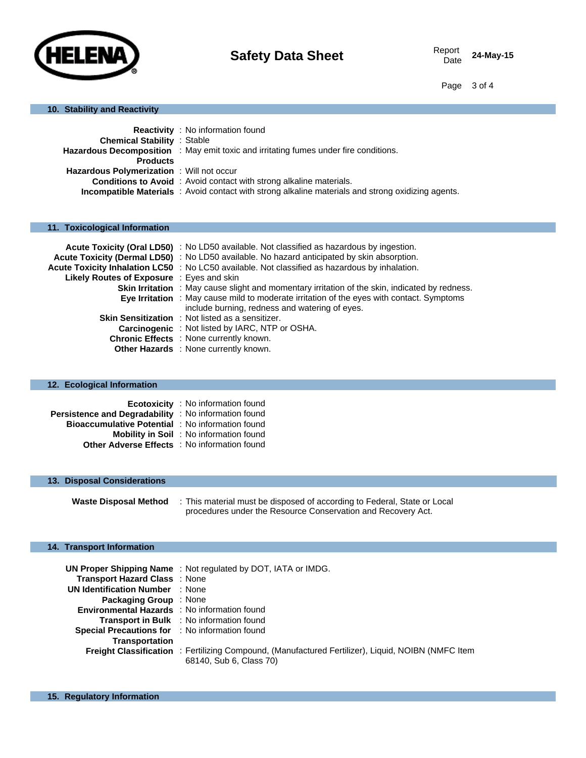## 10. Stability and Reactivity

**Reactivity** : No information found
**Chemical Stability** : Stable
**Hazardous Decomposition Products** : May emit toxic and irritating fumes under fire conditions.
**Hazardous Polymerization** : Will not occur
**Conditions to Avoid** : Avoid contact with strong alkaline materials.
**Incompatible Materials** : Avoid contact with strong alkaline materials and strong oxidizing agents.

## 11. Toxicological Information

**Acute Toxicity (Oral LD50)** : No LD50 available. Not classified as hazardous by ingestion.
**Acute Toxicity (Dermal LD50)** : No LD50 available. No hazard anticipated by skin absorption.
**Acute Toxicity Inhalation LC50** : No LC50 available. Not classified as hazardous by inhalation.
**Likely Routes of Exposure** : Eyes and skin
**Skin Irritation** : May cause slight and momentary irritation of the skin, indicated by redness.
**Eye Irritation** : May cause mild to moderate irritation of the eyes with contact. Symptoms include burning, redness and watering of eyes.
**Skin Sensitization** : Not listed as a sensitizer.
**Carcinogenic** : Not listed by IARC, NTP or OSHA.
**Chronic Effects** : None currently known.
**Other Hazards** : None currently known.

## 12. Ecological Information

**Ecotoxicity** : No information found
**Persistence and Degradability** : No information found
**Bioaccumulative Potential** : No information found
**Mobility in Soil** : No information found
**Other Adverse Effects** : No information found

## 13. Disposal Considerations

**Waste Disposal Method** : This material must be disposed of according to Federal, State or Local procedures under the Resource Conservation and Recovery Act.

## 14. Transport Information

**UN Proper Shipping Name** : Not regulated by DOT, IATA or IMDG.
**Transport Hazard Class** : None
**UN Identification Number** : None
**Packaging Group** : None
**Environmental Hazards** : No information found
**Transport in Bulk** : No information found
**Special Precautions for Transportation** : No information found
**Freight Classification** : Fertilizing Compound, (Manufactured Fertilizer), Liquid, NOIBN (NMFC Item 68140, Sub 6, Class 70)

## 15. Regulatory Information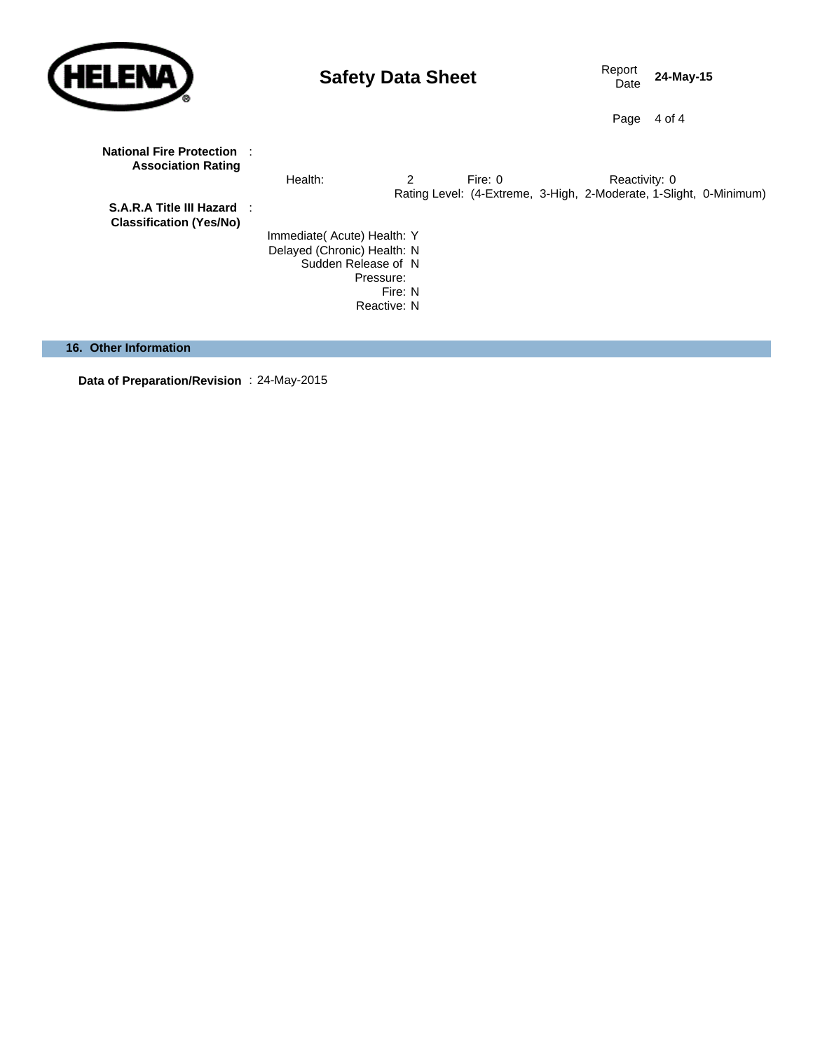**National Fire Protection Association Rating** :

Health: 2 Fire: 0 Reactivity: 0

Rating Level: (4-Extreme, 3-High, 2-Moderate, 1-Slight, 0-Minimum)

**S.A.R.A Title III Hazard Classification (Yes/No)** :

Immediate( Acute) Health: Y
Delayed (Chronic) Health: N
Sudden Release of Pressure: N
Fire: N
Reactive: N

## 16. Other Information

**Data of Preparation/Revision** : 24-May-2015